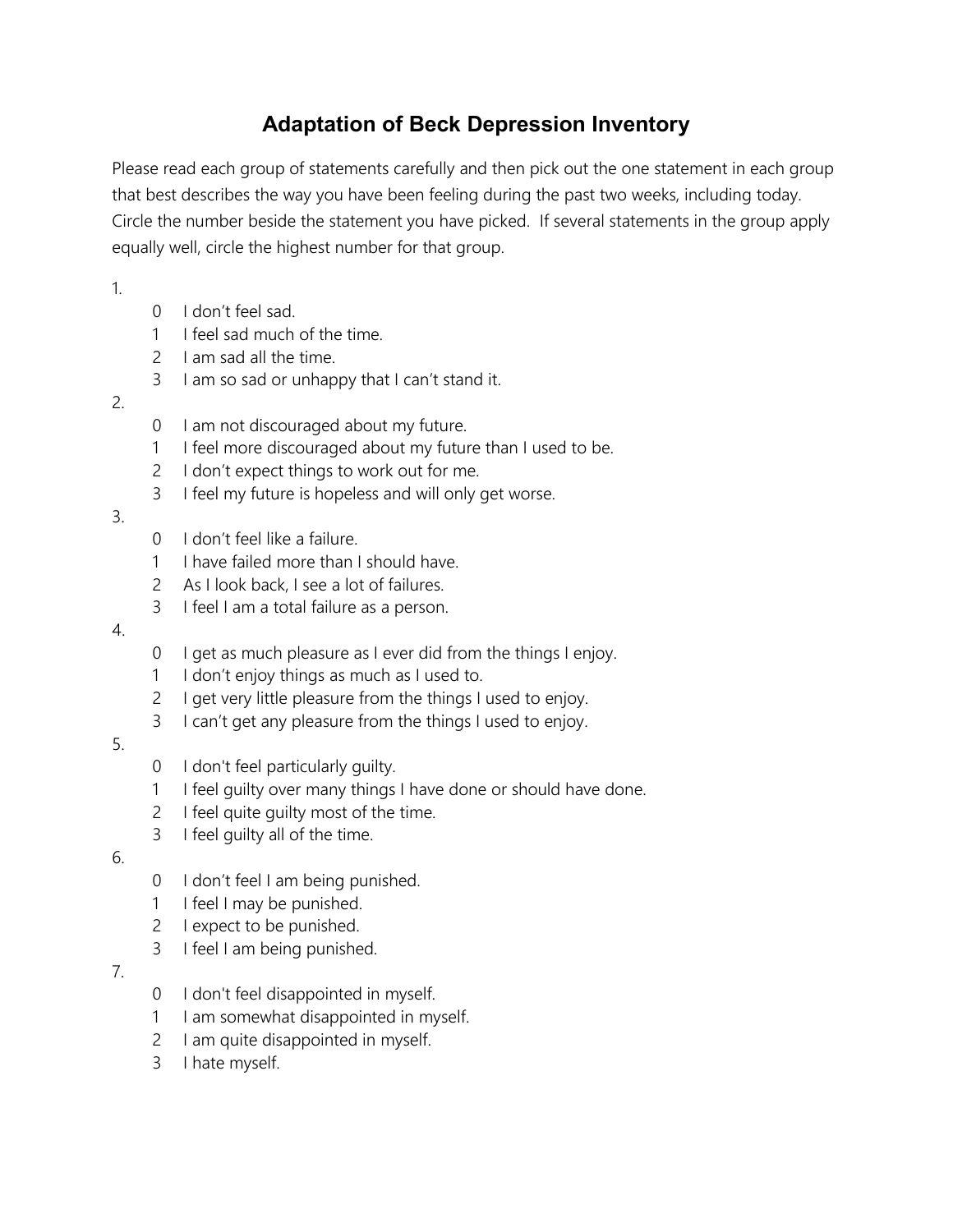# Adaptation of Beck Depression Inventory

Please read each group of statements carefully and then pick out the one statement in each group that best describes the way you have been feeling during the past two weeks, including today. Circle the number beside the statement you have picked. If several statements in the group apply equally well, circle the highest number for that group.

1.
    - 0 I don't feel sad.
    - 1 I feel sad much of the time.
    - 2 I am sad all the time.
    - 3 I am so sad or unhappy that I can't stand it.

2.
    - 0 I am not discouraged about my future.
    - 1 I feel more discouraged about my future than I used to be.
    - 2 I don't expect things to work out for me.
    - 3 I feel my future is hopeless and will only get worse.

3.
    - 0 I don't feel like a failure.
    - 1 I have failed more than I should have.
    - 2 As I look back, I see a lot of failures.
    - 3 I feel I am a total failure as a person.

4.
    - 0 I get as much pleasure as I ever did from the things I enjoy.
    - 1 I don't enjoy things as much as I used to.
    - 2 I get very little pleasure from the things I used to enjoy.
    - 3 I can't get any pleasure from the things I used to enjoy.

5.
    - 0 I don't feel particularly guilty.
    - 1 I feel guilty over many things I have done or should have done.
    - 2 I feel quite guilty most of the time.
    - 3 I feel guilty all of the time.

6.
    - 0 I don't feel I am being punished.
    - 1 I feel I may be punished.
    - 2 I expect to be punished.
    - 3 I feel I am being punished.

7.
    - 0 I don't feel disappointed in myself.
    - 1 I am somewhat disappointed in myself.
    - 2 I am quite disappointed in myself.
    - 3 I hate myself.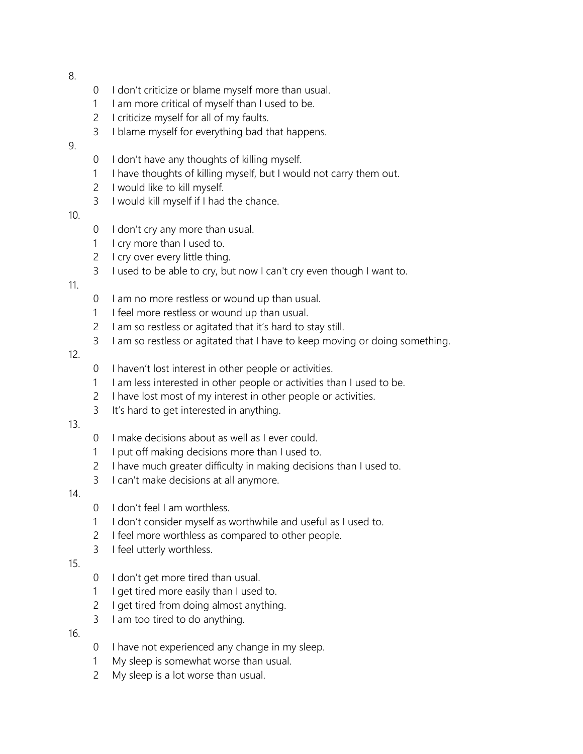8.

0 I don’t criticize or blame myself more than usual.
1 I am more critical of myself than I used to be.
2 I criticize myself for all of my faults.
3 I blame myself for everything bad that happens.

9.

0 I don’t have any thoughts of killing myself.
1 I have thoughts of killing myself, but I would not carry them out.
2 I would like to kill myself.
3 I would kill myself if I had the chance.

10.

0 I don’t cry any more than usual.
1 I cry more than I used to.
2 I cry over every little thing.
3 I used to be able to cry, but now I can't cry even though I want to.

11.

0 I am no more restless or wound up than usual.
1 I feel more restless or wound up than usual.
2 I am so restless or agitated that it’s hard to stay still.
3 I am so restless or agitated that I have to keep moving or doing something.

12.

0 I haven’t lost interest in other people or activities.
1 I am less interested in other people or activities than I used to be.
2 I have lost most of my interest in other people or activities.
3 It’s hard to get interested in anything.

13.

0 I make decisions about as well as I ever could.
1 I put off making decisions more than I used to.
2 I have much greater difficulty in making decisions than I used to.
3 I can't make decisions at all anymore.

14.

0 I don’t feel I am worthless.
1 I don’t consider myself as worthwhile and useful as I used to.
2 I feel more worthless as compared to other people.
3 I feel utterly worthless.

15.

0 I don't get more tired than usual.
1 I get tired more easily than I used to.
2 I get tired from doing almost anything.
3 I am too tired to do anything.

16.

0 I have not experienced any change in my sleep.
1 My sleep is somewhat worse than usual.
2 My sleep is a lot worse than usual.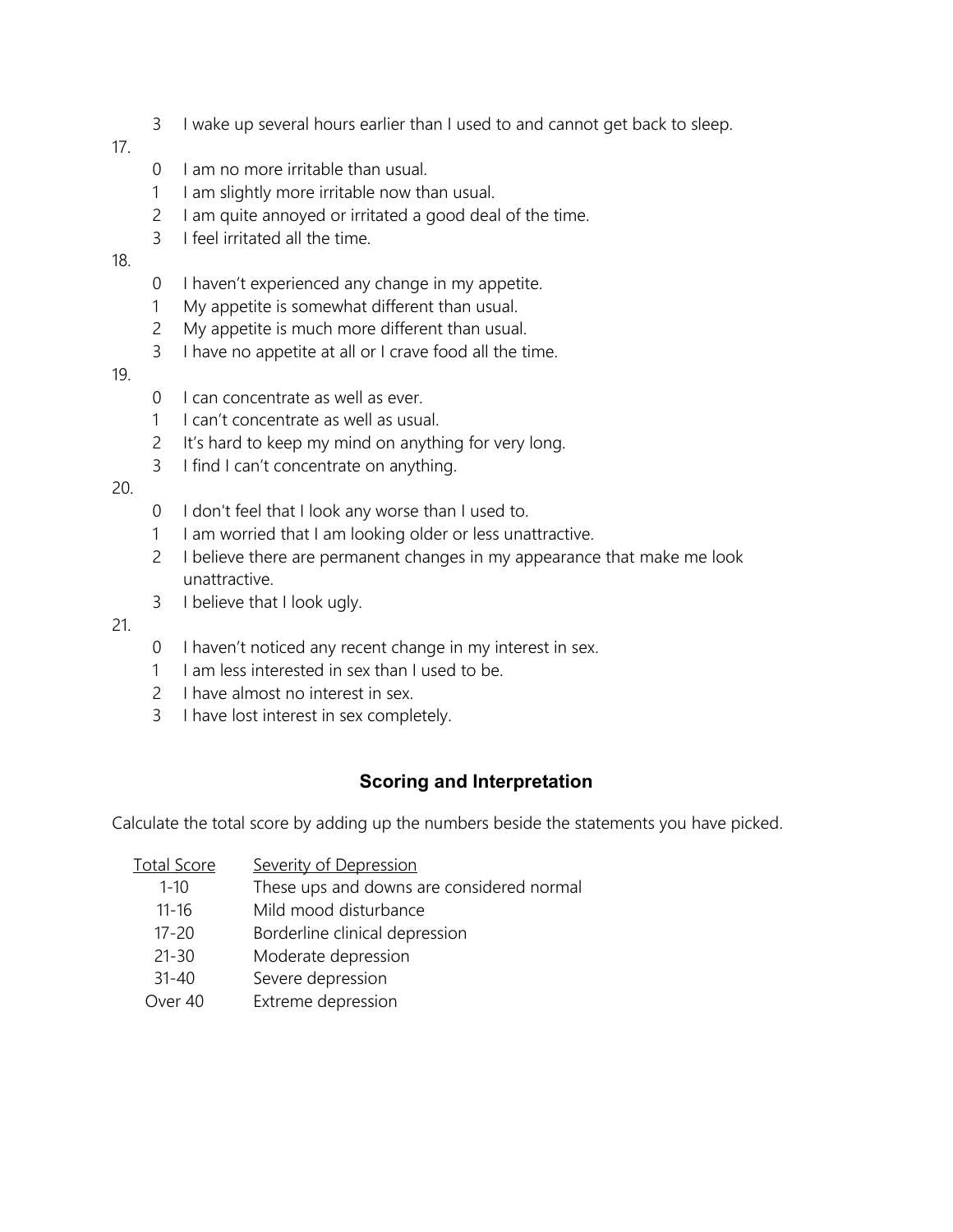3 I wake up several hours earlier than I used to and cannot get back to sleep.

17.

0 I am no more irritable than usual.
1 I am slightly more irritable now than usual.
2 I am quite annoyed or irritated a good deal of the time.
3 I feel irritated all the time.

18.

0 I haven't experienced any change in my appetite.
1 My appetite is somewhat different than usual.
2 My appetite is much more different than usual.
3 I have no appetite at all or I crave food all the time.

19.

0 I can concentrate as well as ever.
1 I can't concentrate as well as usual.
2 It's hard to keep my mind on anything for very long.
3 I find I can't concentrate on anything.

20.

0 I don't feel that I look any worse than I used to.
1 I am worried that I am looking older or less unattractive.
2 I believe there are permanent changes in my appearance that make me look unattractive.
3 I believe that I look ugly.

21.

0 I haven't noticed any recent change in my interest in sex.
1 I am less interested in sex than I used to be.
2 I have almost no interest in sex.
3 I have lost interest in sex completely.

## Scoring and Interpretation

Calculate the total score by adding up the numbers beside the statements you have picked.

| Total Score | Severity of Depression |
|---|---|
| 1-10 | These ups and downs are considered normal |
| 11-16 | Mild mood disturbance |
| 17-20 | Borderline clinical depression |
| 21-30 | Moderate depression |
| 31-40 | Severe depression |
| Over 40 | Extreme depression |